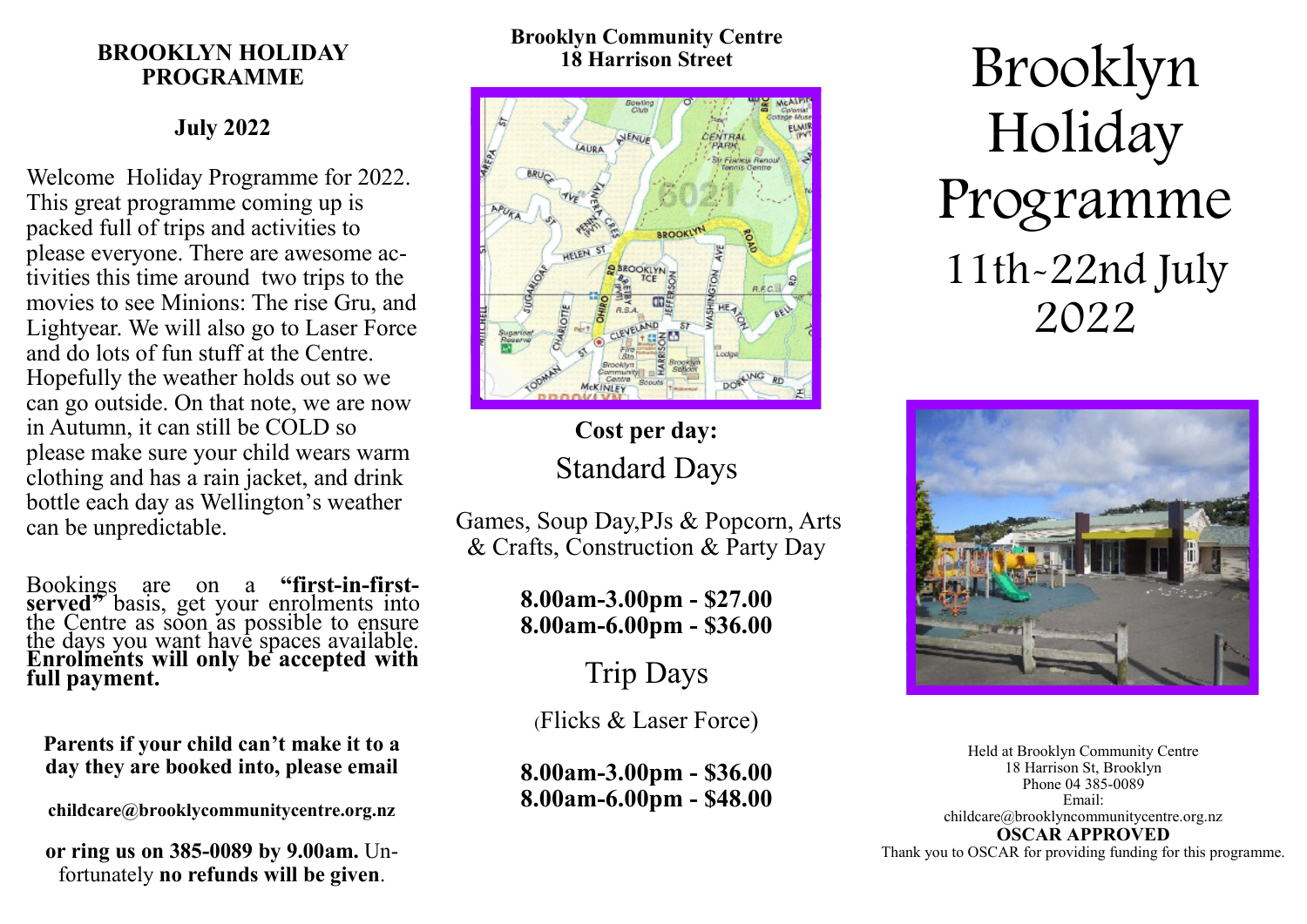**BROOKLYN HOLIDAY PROGRAMME**

**July 2022**

Welcome Holiday Programme for 2022. This great programme coming up is packed full of trips and activities to please everyone. There are awesome activities this time around two trips to the movies to see Minions: The rise Gru, and Lightyear. We will also go to Laser Force and do lots of fun stuff at the Centre. Hopefully the weather holds out so we can go outside. On that note, we are now in Autumn, it can still be COLD so please make sure your child wears warm clothing and has a rain jacket, and drink bottle each day as Wellington's weather can be unpredictable.

Bookings are on a **"first-in-first-served"** basis, get your enrolments into the Centre as soon as possible to ensure the days you want have spaces available. **Enrolments will only be accepted with full payment.**

**Parents if your child can't make it to a day they are booked into, please email**

**childcare@brooklycommunitycentre.org.nz**

**or ring us on 385-0089 by 9.00am.** Unfortunately **no refunds will be given**.

**Brooklyn Community Centre**
**18 Harrison Street**

**Cost per day:**

Standard Days

Games, Soup Day,PJs & Popcorn, Arts & Crafts, Construction & Party Day

**8.00am-3.00pm - $27.00**
**8.00am-6.00pm - $36.00**

Trip Days

(Flicks & Laser Force)

**8.00am-3.00pm - $36.00**
**8.00am-6.00pm - $48.00**

# Brooklyn Holiday Programme

## 11th-22nd July 2022

Held at Brooklyn Community Centre
18 Harrison St, Brooklyn
Phone 04 385-0089
Email:
childcare@brooklyncommunitycentre.org.nz
**OSCAR APPROVED**
Thank you to OSCAR for providing funding for this programme.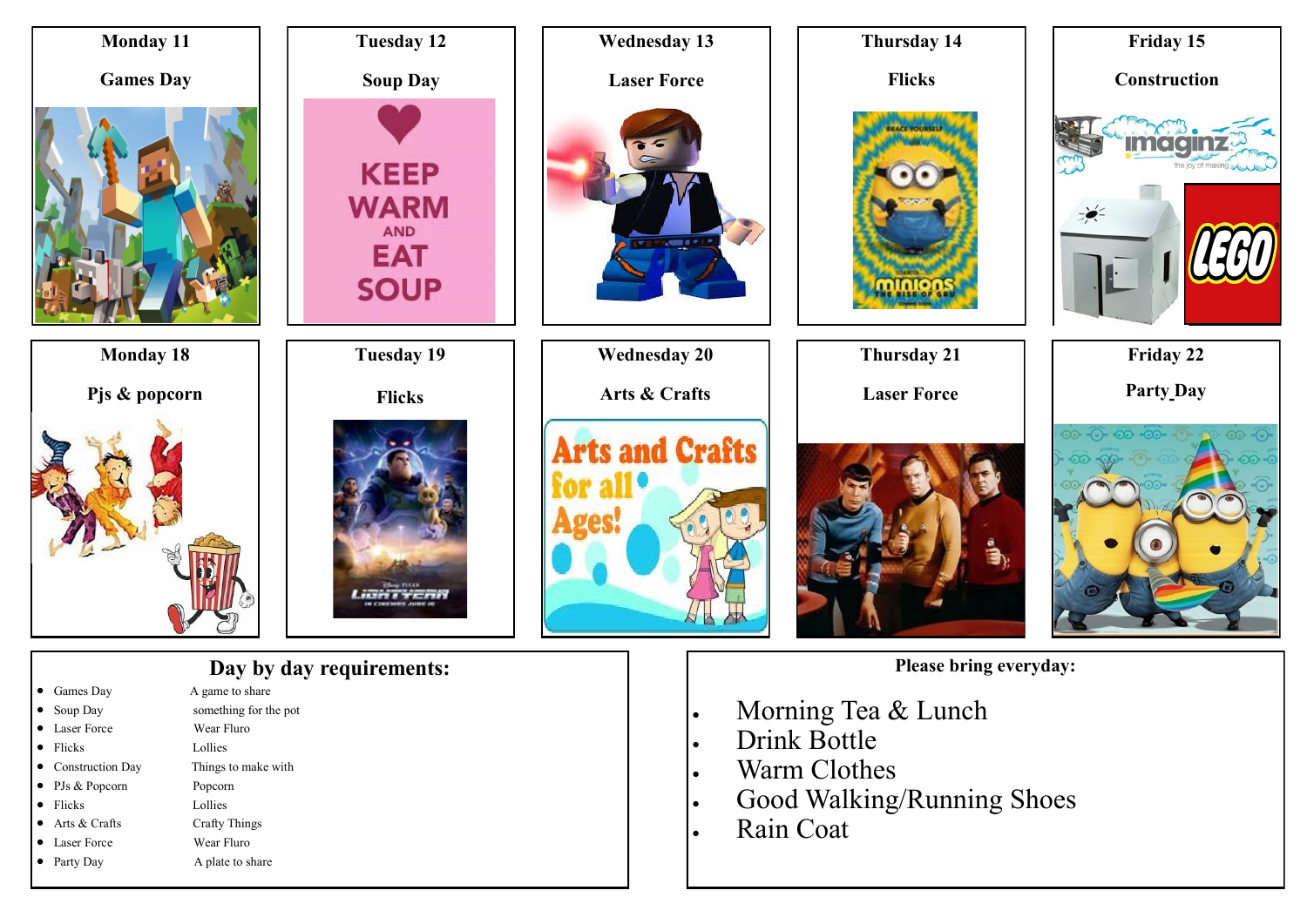| Monday 11 | Tuesday 12 | Wednesday 13 | Thursday 14 | Friday 15 |
|---|---|---|---|---|
| Games Day | Soup Day | Laser Force | Flicks | Construction |

| Monday 18 | Tuesday 19 | Wednesday 20 | Thursday 21 | Friday 22 |
|---|---|---|---|---|
| Pjs & popcorn | Flicks | Arts & Crafts | Laser Force | Party Day |

## Day by day requirements:

- Games Day — A game to share
- Soup Day — something for the pot
- Laser Force — Wear Fluro
- Flicks — Lollies
- Construction Day — Things to make with
- PJs & Popcorn — Popcorn
- Flicks — Lollies
- Arts & Crafts — Crafty Things
- Laser Force — Wear Fluro
- Party Day — A plate to share

**Please bring everyday:**

- Morning Tea & Lunch
- Drink Bottle
- Warm Clothes
- Good Walking/Running Shoes
- Rain Coat